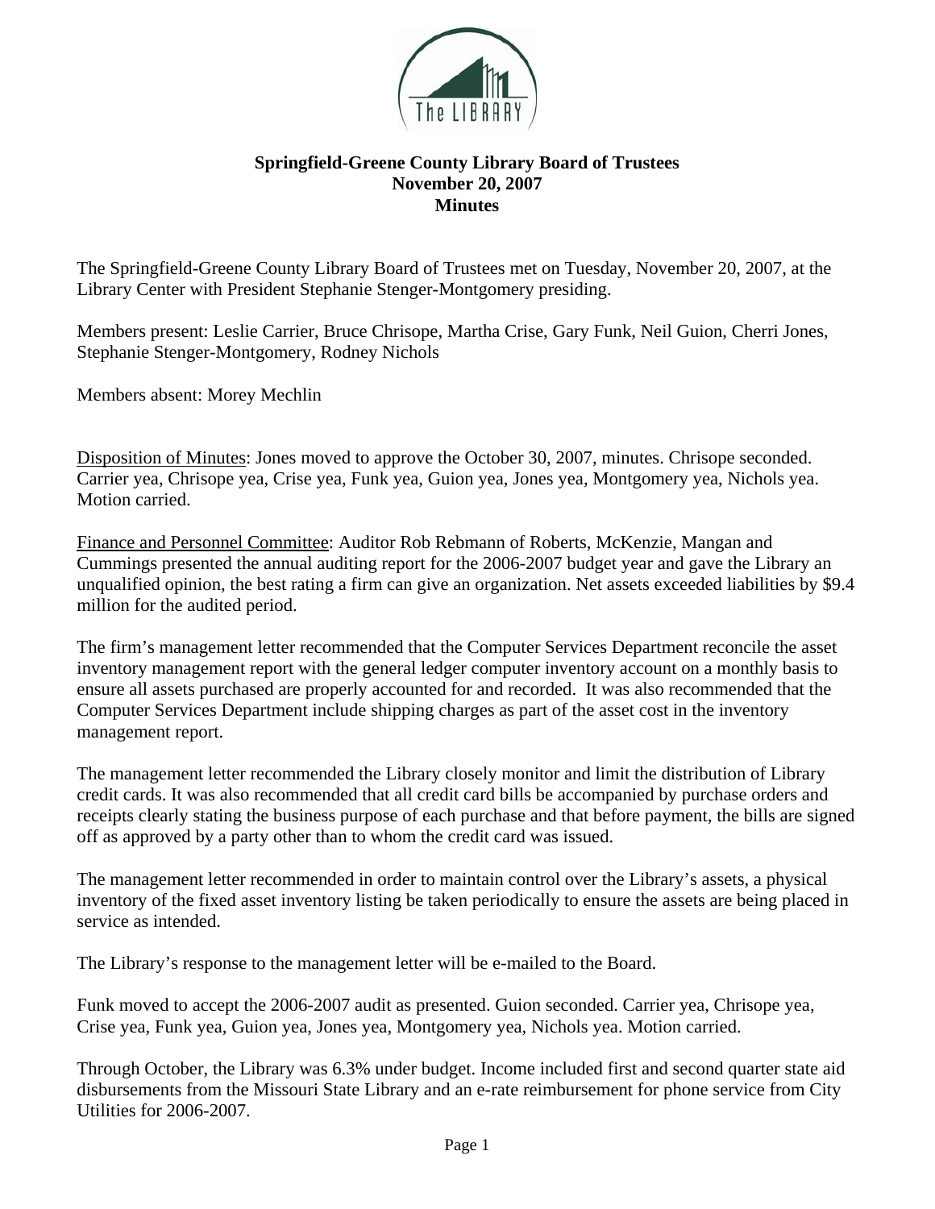# Springfield-Greene County Library Board of Trustees
## November 20, 2007
## Minutes

The Springfield-Greene County Library Board of Trustees met on Tuesday, November 20, 2007, at the Library Center with President Stephanie Stenger-Montgomery presiding.

Members present: Leslie Carrier, Bruce Chrisope, Martha Crise, Gary Funk, Neil Guion, Cherri Jones, Stephanie Stenger-Montgomery, Rodney Nichols

Members absent: Morey Mechlin

Disposition of Minutes: Jones moved to approve the October 30, 2007, minutes. Chrisope seconded. Carrier yea, Chrisope yea, Crise yea, Funk yea, Guion yea, Jones yea, Montgomery yea, Nichols yea. Motion carried.

Finance and Personnel Committee: Auditor Rob Rebmann of Roberts, McKenzie, Mangan and Cummings presented the annual auditing report for the 2006-2007 budget year and gave the Library an unqualified opinion, the best rating a firm can give an organization. Net assets exceeded liabilities by $9.4 million for the audited period.

The firm's management letter recommended that the Computer Services Department reconcile the asset inventory management report with the general ledger computer inventory account on a monthly basis to ensure all assets purchased are properly accounted for and recorded. It was also recommended that the Computer Services Department include shipping charges as part of the asset cost in the inventory management report.

The management letter recommended the Library closely monitor and limit the distribution of Library credit cards. It was also recommended that all credit card bills be accompanied by purchase orders and receipts clearly stating the business purpose of each purchase and that before payment, the bills are signed off as approved by a party other than to whom the credit card was issued.

The management letter recommended in order to maintain control over the Library's assets, a physical inventory of the fixed asset inventory listing be taken periodically to ensure the assets are being placed in service as intended.

The Library's response to the management letter will be e-mailed to the Board.

Funk moved to accept the 2006-2007 audit as presented. Guion seconded. Carrier yea, Chrisope yea, Crise yea, Funk yea, Guion yea, Jones yea, Montgomery yea, Nichols yea. Motion carried.

Through October, the Library was 6.3% under budget. Income included first and second quarter state aid disbursements from the Missouri State Library and an e-rate reimbursement for phone service from City Utilities for 2006-2007.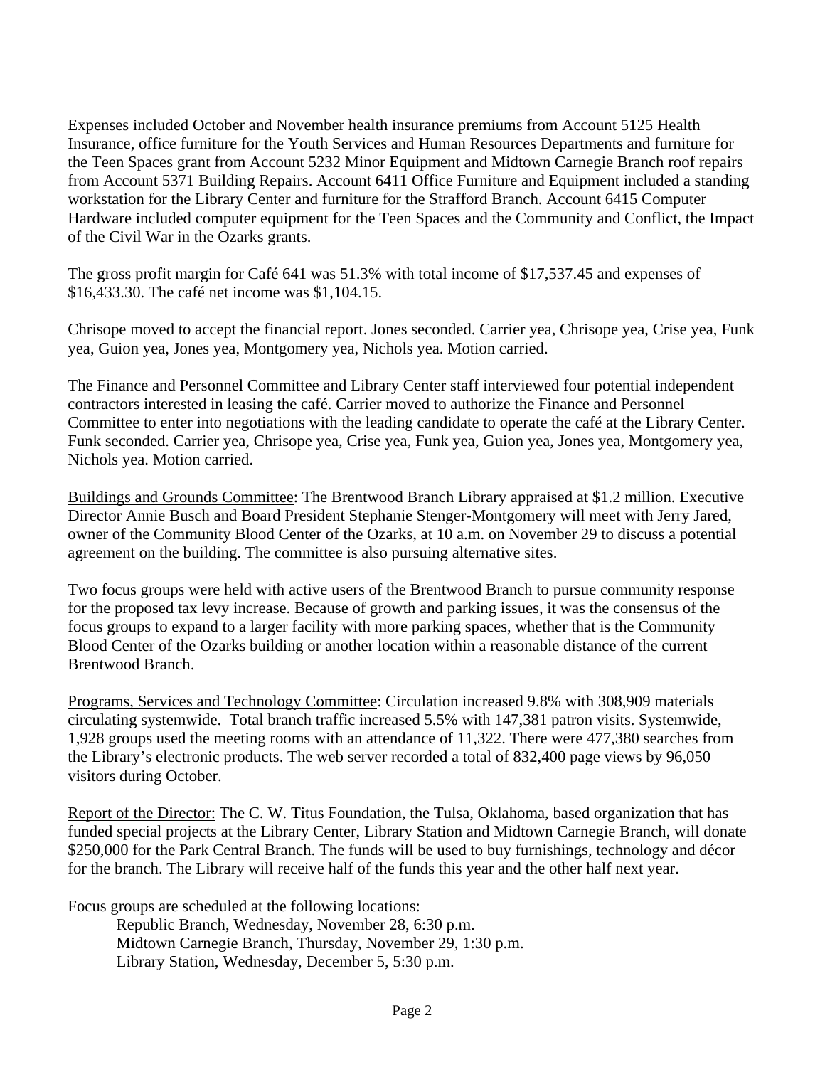Expenses included October and November health insurance premiums from Account 5125 Health Insurance, office furniture for the Youth Services and Human Resources Departments and furniture for the Teen Spaces grant from Account 5232 Minor Equipment and Midtown Carnegie Branch roof repairs from Account 5371 Building Repairs. Account 6411 Office Furniture and Equipment included a standing workstation for the Library Center and furniture for the Strafford Branch. Account 6415 Computer Hardware included computer equipment for the Teen Spaces and the Community and Conflict, the Impact of the Civil War in the Ozarks grants.

The gross profit margin for Café 641 was 51.3% with total income of $17,537.45 and expenses of $16,433.30. The café net income was $1,104.15.

Chrisope moved to accept the financial report. Jones seconded. Carrier yea, Chrisope yea, Crise yea, Funk yea, Guion yea, Jones yea, Montgomery yea, Nichols yea. Motion carried.

The Finance and Personnel Committee and Library Center staff interviewed four potential independent contractors interested in leasing the café. Carrier moved to authorize the Finance and Personnel Committee to enter into negotiations with the leading candidate to operate the café at the Library Center. Funk seconded. Carrier yea, Chrisope yea, Crise yea, Funk yea, Guion yea, Jones yea, Montgomery yea, Nichols yea. Motion carried.

Buildings and Grounds Committee: The Brentwood Branch Library appraised at $1.2 million. Executive Director Annie Busch and Board President Stephanie Stenger-Montgomery will meet with Jerry Jared, owner of the Community Blood Center of the Ozarks, at 10 a.m. on November 29 to discuss a potential agreement on the building. The committee is also pursuing alternative sites.

Two focus groups were held with active users of the Brentwood Branch to pursue community response for the proposed tax levy increase. Because of growth and parking issues, it was the consensus of the focus groups to expand to a larger facility with more parking spaces, whether that is the Community Blood Center of the Ozarks building or another location within a reasonable distance of the current Brentwood Branch.

Programs, Services and Technology Committee: Circulation increased 9.8% with 308,909 materials circulating systemwide. Total branch traffic increased 5.5% with 147,381 patron visits. Systemwide, 1,928 groups used the meeting rooms with an attendance of 11,322. There were 477,380 searches from the Library's electronic products. The web server recorded a total of 832,400 page views by 96,050 visitors during October.

Report of the Director: The C. W. Titus Foundation, the Tulsa, Oklahoma, based organization that has funded special projects at the Library Center, Library Station and Midtown Carnegie Branch, will donate $250,000 for the Park Central Branch. The funds will be used to buy furnishings, technology and décor for the branch. The Library will receive half of the funds this year and the other half next year.

Focus groups are scheduled at the following locations:

- Republic Branch, Wednesday, November 28, 6:30 p.m.
- Midtown Carnegie Branch, Thursday, November 29, 1:30 p.m.
- Library Station, Wednesday, December 5, 5:30 p.m.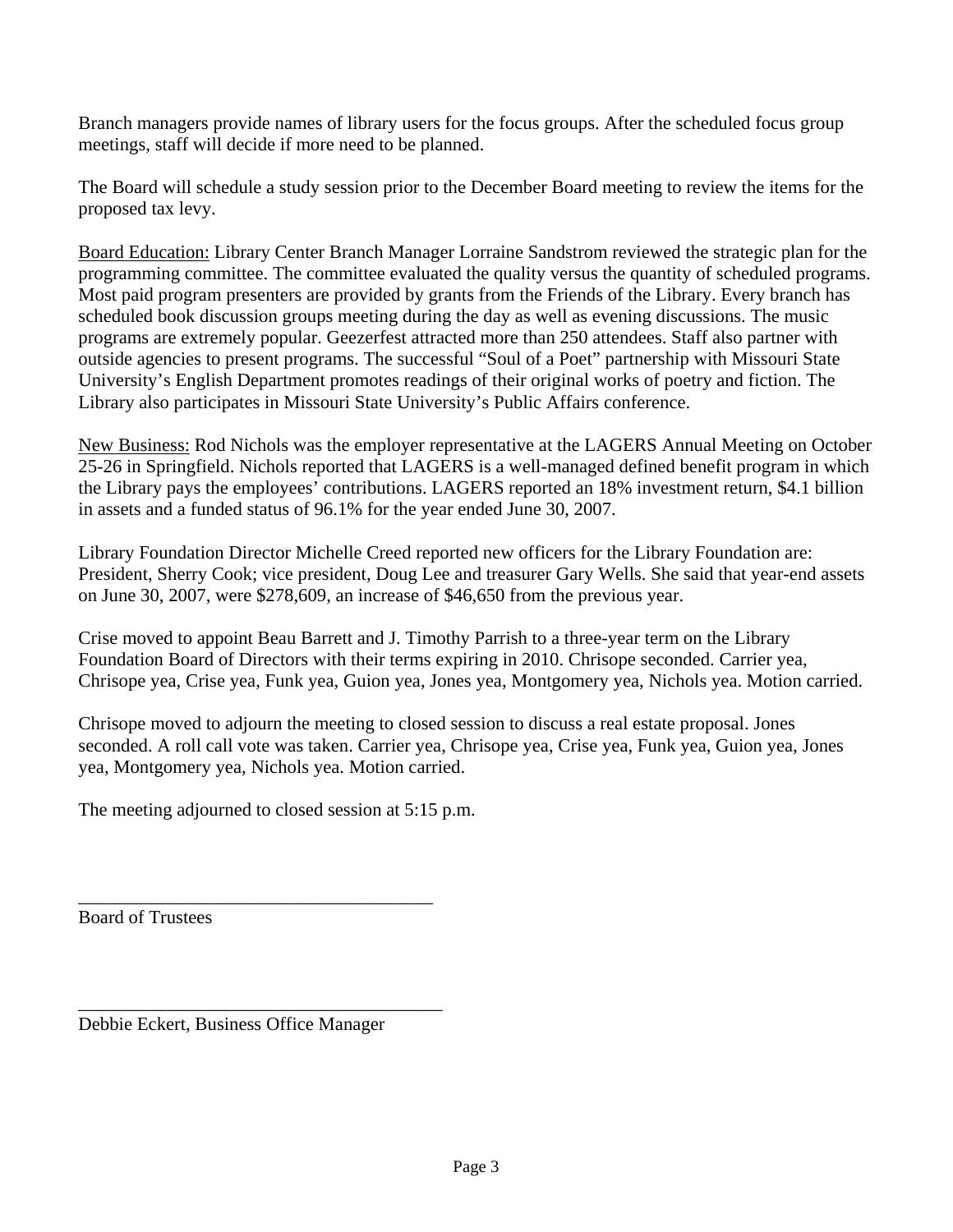Branch managers provide names of library users for the focus groups. After the scheduled focus group meetings, staff will decide if more need to be planned.

The Board will schedule a study session prior to the December Board meeting to review the items for the proposed tax levy.

<u>Board Education:</u> Library Center Branch Manager Lorraine Sandstrom reviewed the strategic plan for the programming committee. The committee evaluated the quality versus the quantity of scheduled programs. Most paid program presenters are provided by grants from the Friends of the Library. Every branch has scheduled book discussion groups meeting during the day as well as evening discussions. The music programs are extremely popular. Geezerfest attracted more than 250 attendees. Staff also partner with outside agencies to present programs. The successful "Soul of a Poet" partnership with Missouri State University's English Department promotes readings of their original works of poetry and fiction. The Library also participates in Missouri State University's Public Affairs conference.

<u>New Business:</u> Rod Nichols was the employer representative at the LAGERS Annual Meeting on October 25-26 in Springfield. Nichols reported that LAGERS is a well-managed defined benefit program in which the Library pays the employees' contributions. LAGERS reported an 18% investment return, $4.1 billion in assets and a funded status of 96.1% for the year ended June 30, 2007.

Library Foundation Director Michelle Creed reported new officers for the Library Foundation are: President, Sherry Cook; vice president, Doug Lee and treasurer Gary Wells. She said that year-end assets on June 30, 2007, were $278,609, an increase of $46,650 from the previous year.

Crise moved to appoint Beau Barrett and J. Timothy Parrish to a three-year term on the Library Foundation Board of Directors with their terms expiring in 2010. Chrisope seconded. Carrier yea, Chrisope yea, Crise yea, Funk yea, Guion yea, Jones yea, Montgomery yea, Nichols yea. Motion carried.

Chrisope moved to adjourn the meeting to closed session to discuss a real estate proposal. Jones seconded. A roll call vote was taken. Carrier yea, Chrisope yea, Crise yea, Funk yea, Guion yea, Jones yea, Montgomery yea, Nichols yea. Motion carried.

The meeting adjourned to closed session at 5:15 p.m.

_______________________________________
Board of Trustees

_______________________________________
Debbie Eckert, Business Office Manager